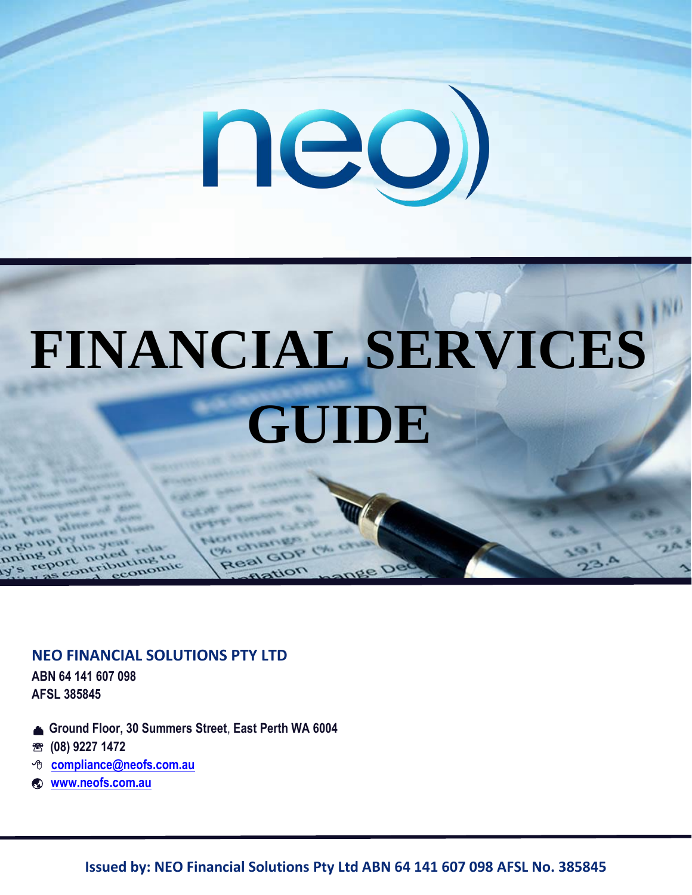neo

# FINANCIAL SERVICES GUIDE

**NEO FINANCIAL SOLUTIONS PTY LTD**

**ABN 64 141 607 098**
**AFSL 385845**

- **Ground Floor, 30 Summers Street, East Perth WA 6004**
- **(08) 9227 1472**
- **compliance@neofs.com.au**
- **www.neofs.com.au**

**Issued by: NEO Financial Solutions Pty Ltd ABN 64 141 607 098 AFSL No. 385845**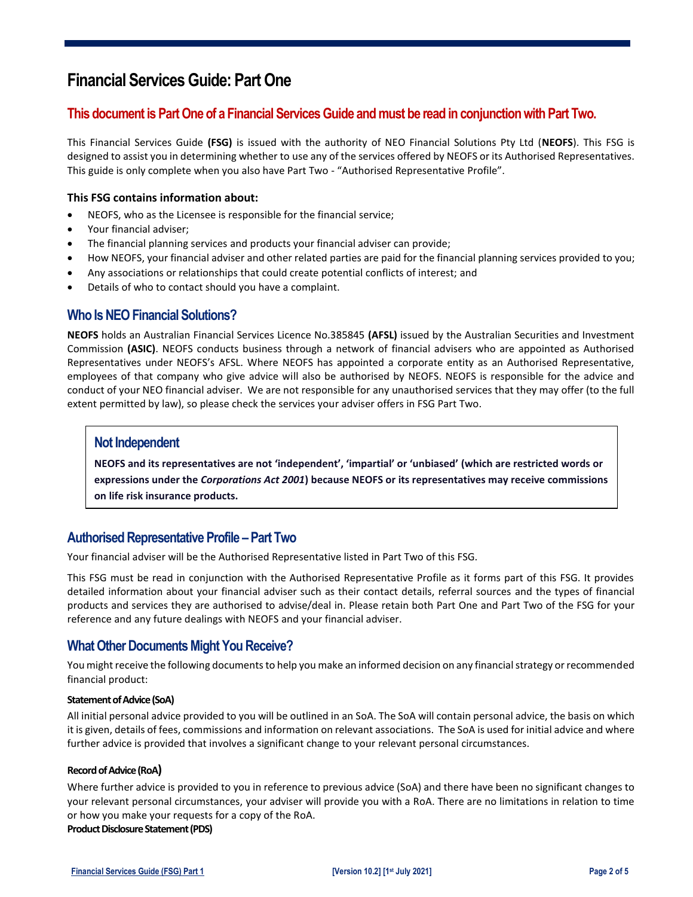# Financial Services Guide: Part One

## This document is Part One of a Financial Services Guide and must be read in conjunction with Part Two.

This Financial Services Guide **(FSG)** is issued with the authority of NEO Financial Solutions Pty Ltd (**NEOFS**). This FSG is designed to assist you in determining whether to use any of the services offered by NEOFS or its Authorised Representatives. This guide is only complete when you also have Part Two - "Authorised Representative Profile".

### This FSG contains information about:

- NEOFS, who as the Licensee is responsible for the financial service;
- Your financial adviser;
- The financial planning services and products your financial adviser can provide;
- How NEOFS, your financial adviser and other related parties are paid for the financial planning services provided to you;
- Any associations or relationships that could create potential conflicts of interest; and
- Details of who to contact should you have a complaint.

## Who Is NEO Financial Solutions?

**NEOFS** holds an Australian Financial Services Licence No.385845 **(AFSL)** issued by the Australian Securities and Investment Commission **(ASIC)**. NEOFS conducts business through a network of financial advisers who are appointed as Authorised Representatives under NEOFS's AFSL. Where NEOFS has appointed a corporate entity as an Authorised Representative, employees of that company who give advice will also be authorised by NEOFS. NEOFS is responsible for the advice and conduct of your NEO financial adviser. We are not responsible for any unauthorised services that they may offer (to the full extent permitted by law), so please check the services your adviser offers in FSG Part Two.

### Not Independent

**NEOFS and its representatives are not 'independent', 'impartial' or 'unbiased' (which are restricted words or expressions under the *Corporations Act 2001*) because NEOFS or its representatives may receive commissions on life risk insurance products.**

## Authorised Representative Profile – Part Two

Your financial adviser will be the Authorised Representative listed in Part Two of this FSG.

This FSG must be read in conjunction with the Authorised Representative Profile as it forms part of this FSG. It provides detailed information about your financial adviser such as their contact details, referral sources and the types of financial products and services they are authorised to advise/deal in. Please retain both Part One and Part Two of the FSG for your reference and any future dealings with NEOFS and your financial adviser.

## What Other Documents Might You Receive?

You might receive the following documents to help you make an informed decision on any financial strategy or recommended financial product:

#### Statement of Advice (SoA)

All initial personal advice provided to you will be outlined in an SoA. The SoA will contain personal advice, the basis on which it is given, details of fees, commissions and information on relevant associations. The SoA is used for initial advice and where further advice is provided that involves a significant change to your relevant personal circumstances.

#### Record of Advice (RoA)

Where further advice is provided to you in reference to previous advice (SoA) and there have been no significant changes to your relevant personal circumstances, your adviser will provide you with a RoA. There are no limitations in relation to time or how you make your requests for a copy of the RoA.

#### Product Disclosure Statement (PDS)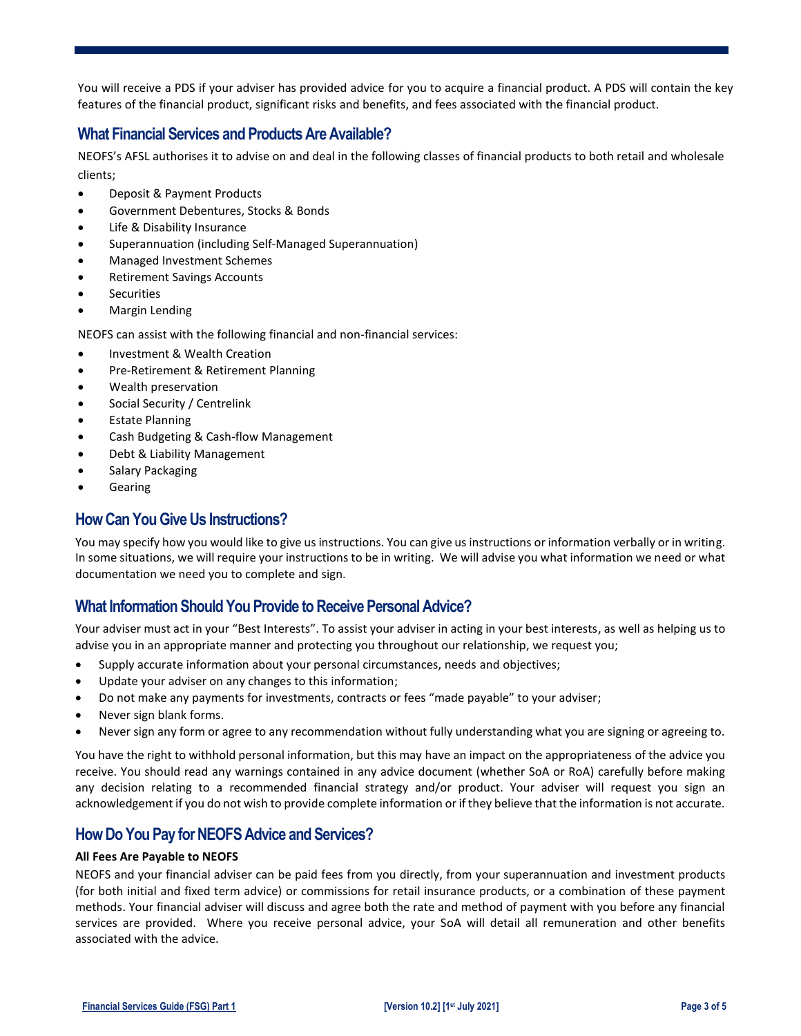You will receive a PDS if your adviser has provided advice for you to acquire a financial product. A PDS will contain the key features of the financial product, significant risks and benefits, and fees associated with the financial product.

## What Financial Services and Products Are Available?

NEOFS's AFSL authorises it to advise on and deal in the following classes of financial products to both retail and wholesale clients;

- Deposit & Payment Products
- Government Debentures, Stocks & Bonds
- Life & Disability Insurance
- Superannuation (including Self-Managed Superannuation)
- Managed Investment Schemes
- Retirement Savings Accounts
- Securities
- Margin Lending

NEOFS can assist with the following financial and non-financial services:

- Investment & Wealth Creation
- Pre-Retirement & Retirement Planning
- Wealth preservation
- Social Security / Centrelink
- Estate Planning
- Cash Budgeting & Cash-flow Management
- Debt & Liability Management
- Salary Packaging
- Gearing

## How Can You Give Us Instructions?

You may specify how you would like to give us instructions. You can give us instructions or information verbally or in writing. In some situations, we will require your instructions to be in writing. We will advise you what information we need or what documentation we need you to complete and sign.

## What Information Should You Provide to Receive Personal Advice?

Your adviser must act in your "Best Interests". To assist your adviser in acting in your best interests, as well as helping us to advise you in an appropriate manner and protecting you throughout our relationship, we request you;

- Supply accurate information about your personal circumstances, needs and objectives;
- Update your adviser on any changes to this information;
- Do not make any payments for investments, contracts or fees "made payable" to your adviser;
- Never sign blank forms.
- Never sign any form or agree to any recommendation without fully understanding what you are signing or agreeing to.

You have the right to withhold personal information, but this may have an impact on the appropriateness of the advice you receive. You should read any warnings contained in any advice document (whether SoA or RoA) carefully before making any decision relating to a recommended financial strategy and/or product. Your adviser will request you sign an acknowledgement if you do not wish to provide complete information or if they believe that the information is not accurate.

## How Do You Pay for NEOFS Advice and Services?

**All Fees Are Payable to NEOFS**

NEOFS and your financial adviser can be paid fees from you directly, from your superannuation and investment products (for both initial and fixed term advice) or commissions for retail insurance products, or a combination of these payment methods. Your financial adviser will discuss and agree both the rate and method of payment with you before any financial services are provided. Where you receive personal advice, your SoA will detail all remuneration and other benefits associated with the advice.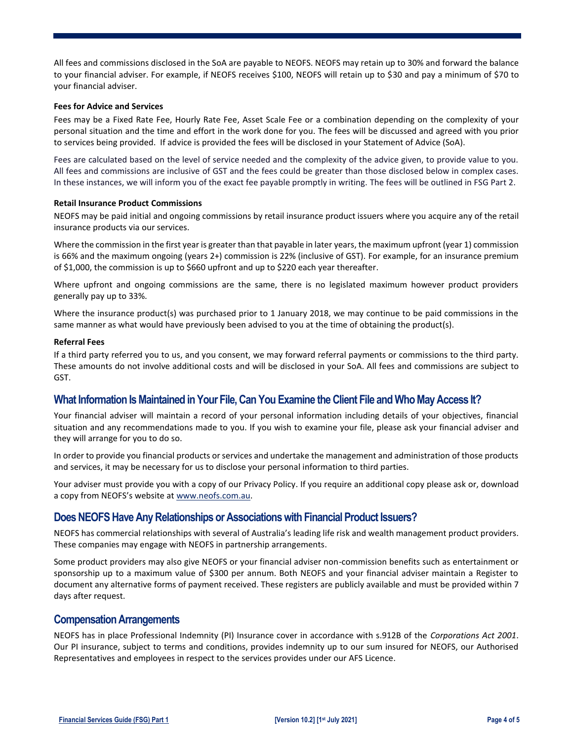All fees and commissions disclosed in the SoA are payable to NEOFS. NEOFS may retain up to 30% and forward the balance to your financial adviser. For example, if NEOFS receives $100, NEOFS will retain up to $30 and pay a minimum of $70 to your financial adviser.

**Fees for Advice and Services**

Fees may be a Fixed Rate Fee, Hourly Rate Fee, Asset Scale Fee or a combination depending on the complexity of your personal situation and the time and effort in the work done for you. The fees will be discussed and agreed with you prior to services being provided. If advice is provided the fees will be disclosed in your Statement of Advice (SoA).

Fees are calculated based on the level of service needed and the complexity of the advice given, to provide value to you. All fees and commissions are inclusive of GST and the fees could be greater than those disclosed below in complex cases. In these instances, we will inform you of the exact fee payable promptly in writing. The fees will be outlined in FSG Part 2.

**Retail Insurance Product Commissions**

NEOFS may be paid initial and ongoing commissions by retail insurance product issuers where you acquire any of the retail insurance products via our services.

Where the commission in the first year is greater than that payable in later years, the maximum upfront (year 1) commission is 66% and the maximum ongoing (years 2+) commission is 22% (inclusive of GST). For example, for an insurance premium of $1,000, the commission is up to $660 upfront and up to $220 each year thereafter.

Where upfront and ongoing commissions are the same, there is no legislated maximum however product providers generally pay up to 33%.

Where the insurance product(s) was purchased prior to 1 January 2018, we may continue to be paid commissions in the same manner as what would have previously been advised to you at the time of obtaining the product(s).

**Referral Fees**

If a third party referred you to us, and you consent, we may forward referral payments or commissions to the third party. These amounts do not involve additional costs and will be disclosed in your SoA. All fees and commissions are subject to GST.

## What Information Is Maintained in Your File, Can You Examine the Client File and Who May Access It?

Your financial adviser will maintain a record of your personal information including details of your objectives, financial situation and any recommendations made to you. If you wish to examine your file, please ask your financial adviser and they will arrange for you to do so.

In order to provide you financial products or services and undertake the management and administration of those products and services, it may be necessary for us to disclose your personal information to third parties.

Your adviser must provide you with a copy of our Privacy Policy. If you require an additional copy please ask or, download a copy from NEOFS's website at www.neofs.com.au.

## Does NEOFS Have Any Relationships or Associations with Financial Product Issuers?

NEOFS has commercial relationships with several of Australia's leading life risk and wealth management product providers. These companies may engage with NEOFS in partnership arrangements.

Some product providers may also give NEOFS or your financial adviser non-commission benefits such as entertainment or sponsorship up to a maximum value of $300 per annum. Both NEOFS and your financial adviser maintain a Register to document any alternative forms of payment received. These registers are publicly available and must be provided within 7 days after request.

## Compensation Arrangements

NEOFS has in place Professional Indemnity (PI) Insurance cover in accordance with s.912B of the *Corporations Act 2001*. Our PI insurance, subject to terms and conditions, provides indemnity up to our sum insured for NEOFS, our Authorised Representatives and employees in respect to the services provides under our AFS Licence.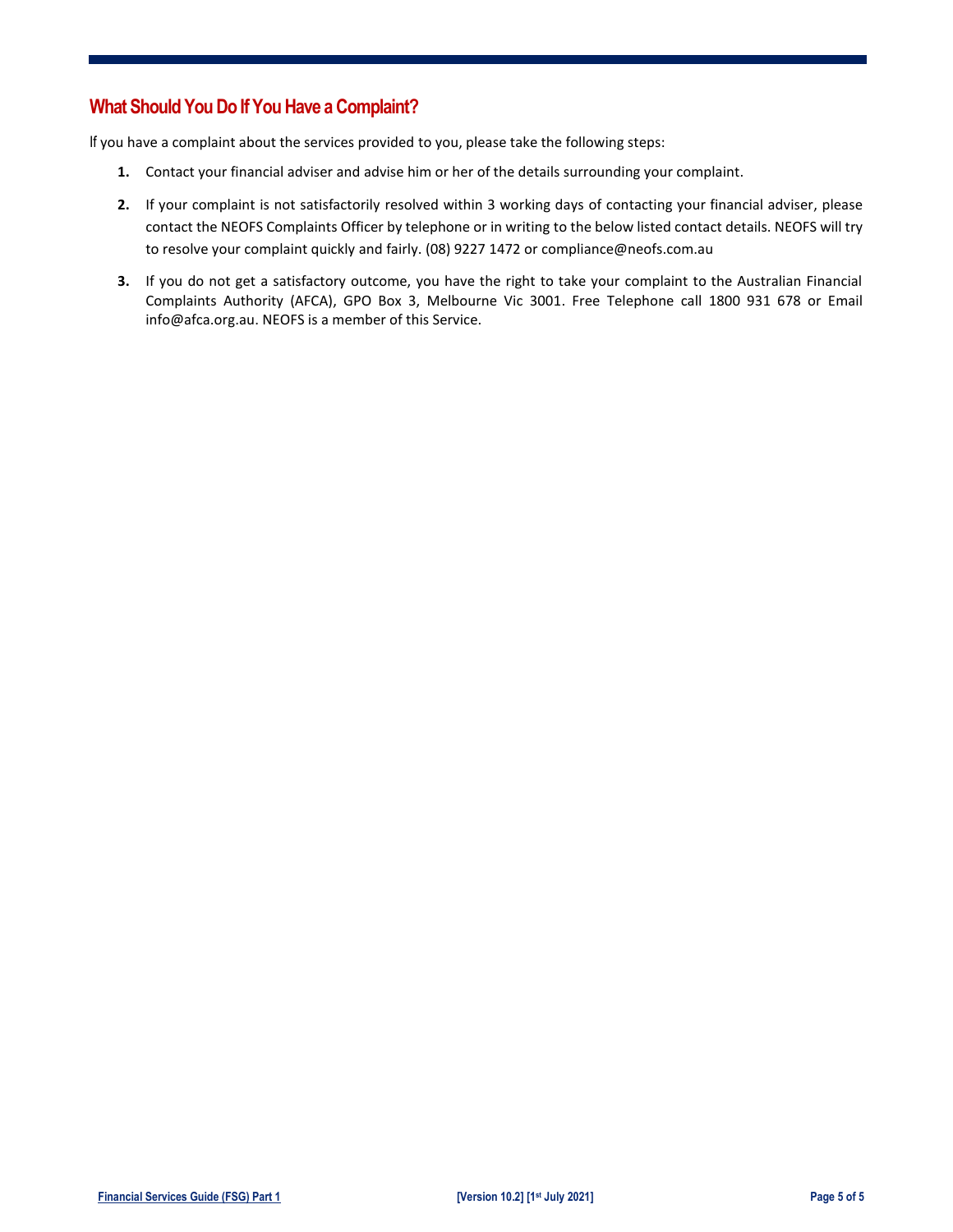## What Should You Do If You Have a Complaint?

If you have a complaint about the services provided to you, please take the following steps:

1. Contact your financial adviser and advise him or her of the details surrounding your complaint.
2. If your complaint is not satisfactorily resolved within 3 working days of contacting your financial adviser, please contact the NEOFS Complaints Officer by telephone or in writing to the below listed contact details. NEOFS will try to resolve your complaint quickly and fairly. (08) 9227 1472 or compliance@neofs.com.au
3. If you do not get a satisfactory outcome, you have the right to take your complaint to the Australian Financial Complaints Authority (AFCA), GPO Box 3, Melbourne Vic 3001. Free Telephone call 1800 931 678 or Email info@afca.org.au. NEOFS is a member of this Service.